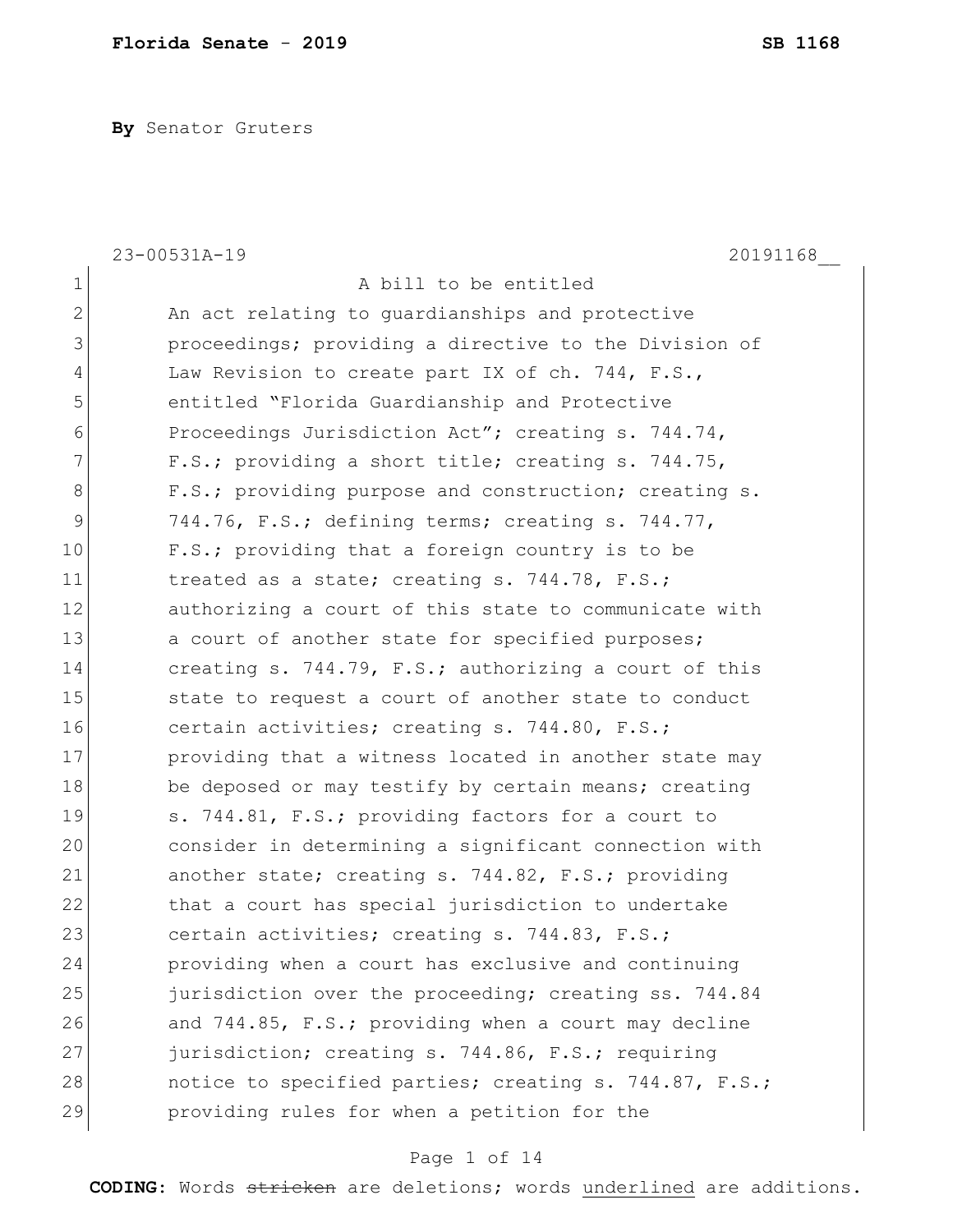**By** Senator Gruters

23-00531A-19 20191168__

1 A bill to be entitled
2 An act relating to guardianships and protective
3 proceedings; providing a directive to the Division of
4 Law Revision to create part IX of ch. 744, F.S.,
5 entitled "Florida Guardianship and Protective
6 Proceedings Jurisdiction Act"; creating s. 744.74,
7 F.S.; providing a short title; creating s. 744.75,
8 F.S.; providing purpose and construction; creating s.
9 744.76, F.S.; defining terms; creating s. 744.77,
10 F.S.; providing that a foreign country is to be
11 treated as a state; creating s. 744.78, F.S.;
12 authorizing a court of this state to communicate with
13 a court of another state for specified purposes;
14 creating s. 744.79, F.S.; authorizing a court of this
15 state to request a court of another state to conduct
16 certain activities; creating s. 744.80, F.S.;
17 providing that a witness located in another state may
18 be deposed or may testify by certain means; creating
19 s. 744.81, F.S.; providing factors for a court to
20 consider in determining a significant connection with
21 another state; creating s. 744.82, F.S.; providing
22 that a court has special jurisdiction to undertake
23 certain activities; creating s. 744.83, F.S.;
24 providing when a court has exclusive and continuing
25 jurisdiction over the proceeding; creating ss. 744.84
26 and 744.85, F.S.; providing when a court may decline
27 jurisdiction; creating s. 744.86, F.S.; requiring
28 notice to specified parties; creating s. 744.87, F.S.;
29 providing rules for when a petition for the

**CODING:** Words ~~stricken~~ are deletions; words <u>underlined</u> are additions.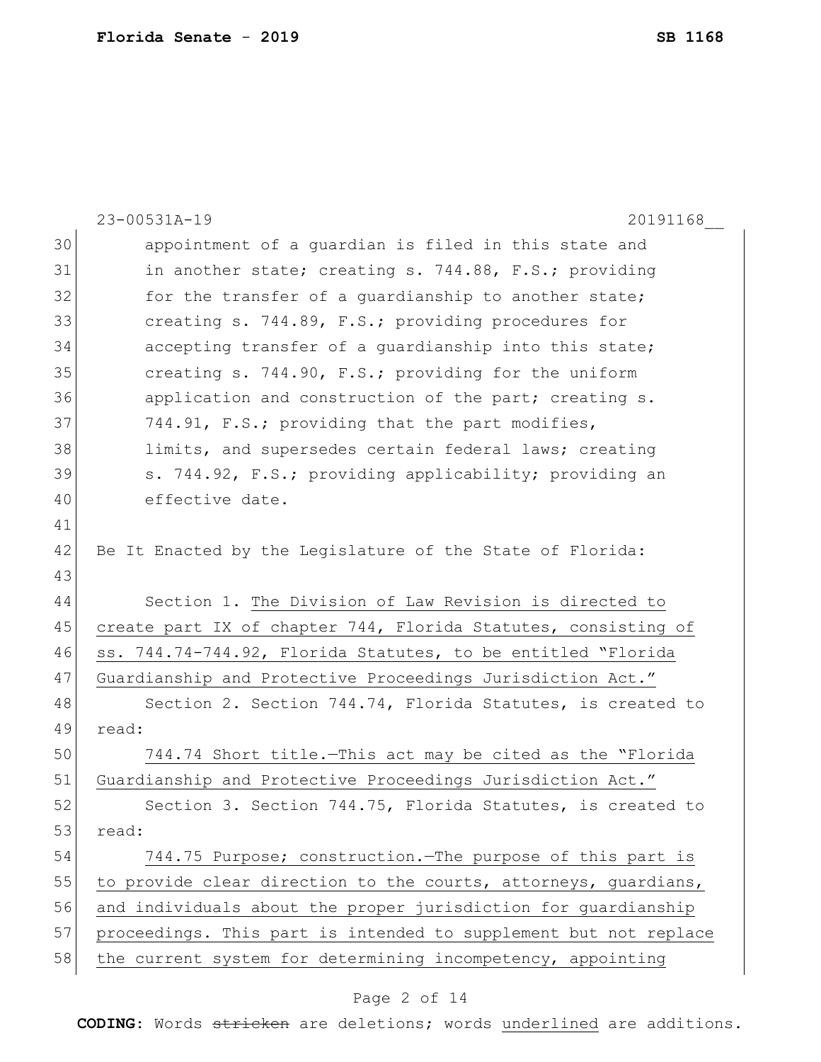appointment of a guardian is filed in this state and in another state; creating s. 744.88, F.S.; providing for the transfer of a guardianship to another state; creating s. 744.89, F.S.; providing procedures for accepting transfer of a guardianship into this state; creating s. 744.90, F.S.; providing for the uniform application and construction of the part; creating s. 744.91, F.S.; providing that the part modifies, limits, and supersedes certain federal laws; creating s. 744.92, F.S.; providing applicability; providing an effective date.

Be It Enacted by the Legislature of the State of Florida:

Section 1. The Division of Law Revision is directed to create part IX of chapter 744, Florida Statutes, consisting of ss. 744.74-744.92, Florida Statutes, to be entitled "Florida Guardianship and Protective Proceedings Jurisdiction Act."

Section 2. Section 744.74, Florida Statutes, is created to read:

744.74 Short title.—This act may be cited as the "Florida Guardianship and Protective Proceedings Jurisdiction Act."

Section 3. Section 744.75, Florida Statutes, is created to read:

744.75 Purpose; construction.—The purpose of this part is to provide clear direction to the courts, attorneys, guardians, and individuals about the proper jurisdiction for guardianship proceedings. This part is intended to supplement but not replace the current system for determining incompetency, appointing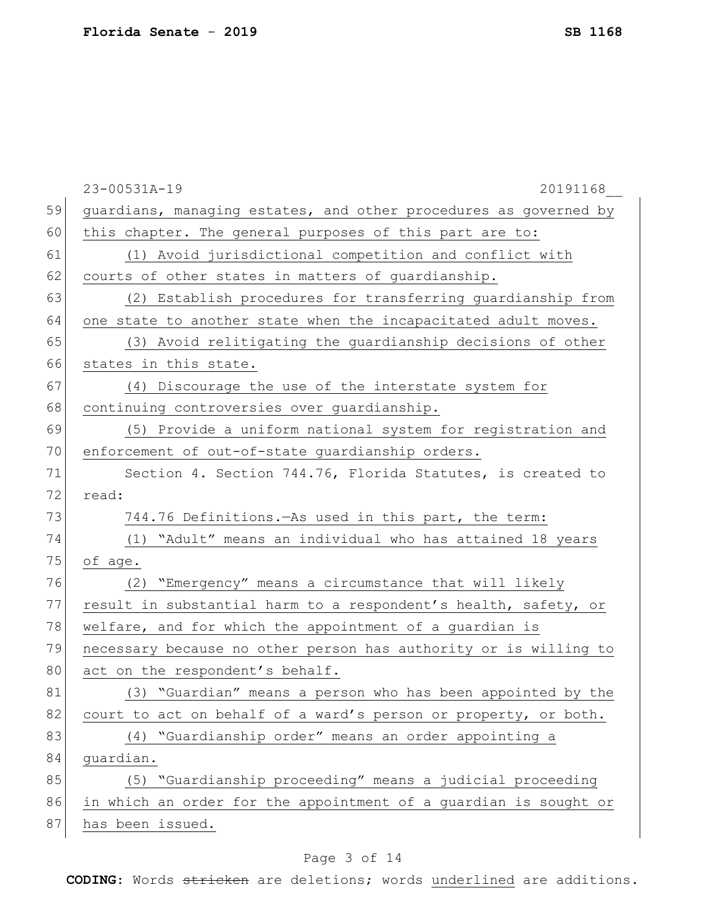guardians, managing estates, and other procedures as governed by this chapter. The general purposes of this part are to:

(1) Avoid jurisdictional competition and conflict with courts of other states in matters of guardianship.

(2) Establish procedures for transferring guardianship from one state to another state when the incapacitated adult moves.

(3) Avoid relitigating the guardianship decisions of other states in this state.

(4) Discourage the use of the interstate system for continuing controversies over guardianship.

(5) Provide a uniform national system for registration and enforcement of out-of-state guardianship orders.

Section 4. Section 744.76, Florida Statutes, is created to read:

744.76 Definitions.—As used in this part, the term:

(1) "Adult" means an individual who has attained 18 years of age.

(2) "Emergency" means a circumstance that will likely result in substantial harm to a respondent's health, safety, or welfare, and for which the appointment of a guardian is necessary because no other person has authority or is willing to act on the respondent's behalf.

(3) "Guardian" means a person who has been appointed by the court to act on behalf of a ward's person or property, or both.

(4) "Guardianship order" means an order appointing a guardian.

(5) "Guardianship proceeding" means a judicial proceeding in which an order for the appointment of a guardian is sought or has been issued.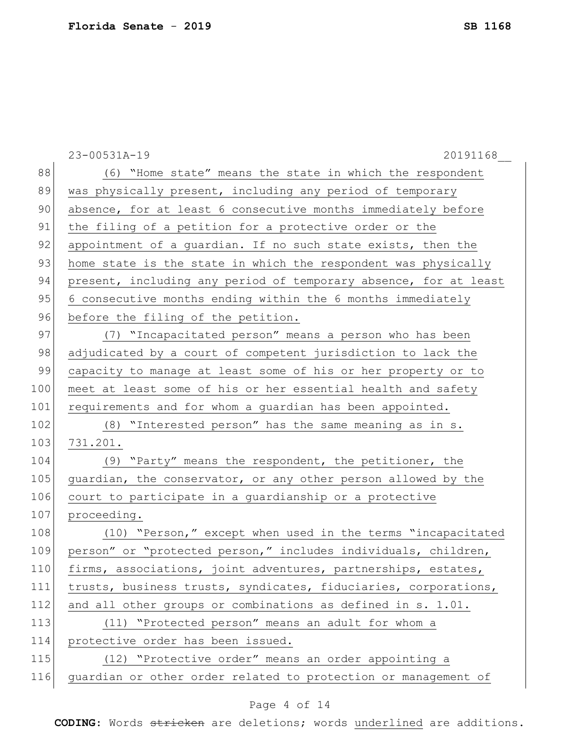(6) "Home state" means the state in which the respondent was physically present, including any period of temporary absence, for at least 6 consecutive months immediately before the filing of a petition for a protective order or the appointment of a guardian. If no such state exists, then the home state is the state in which the respondent was physically present, including any period of temporary absence, for at least 6 consecutive months ending within the 6 months immediately before the filing of the petition.

(7) "Incapacitated person" means a person who has been adjudicated by a court of competent jurisdiction to lack the capacity to manage at least some of his or her property or to meet at least some of his or her essential health and safety requirements and for whom a guardian has been appointed.

(8) "Interested person" has the same meaning as in s. 731.201.

(9) "Party" means the respondent, the petitioner, the guardian, the conservator, or any other person allowed by the court to participate in a guardianship or a protective proceeding.

(10) "Person," except when used in the terms "incapacitated person" or "protected person," includes individuals, children, firms, associations, joint adventures, partnerships, estates, trusts, business trusts, syndicates, fiduciaries, corporations, and all other groups or combinations as defined in s. 1.01.

(11) "Protected person" means an adult for whom a protective order has been issued.

(12) "Protective order" means an order appointing a guardian or other order related to protection or management of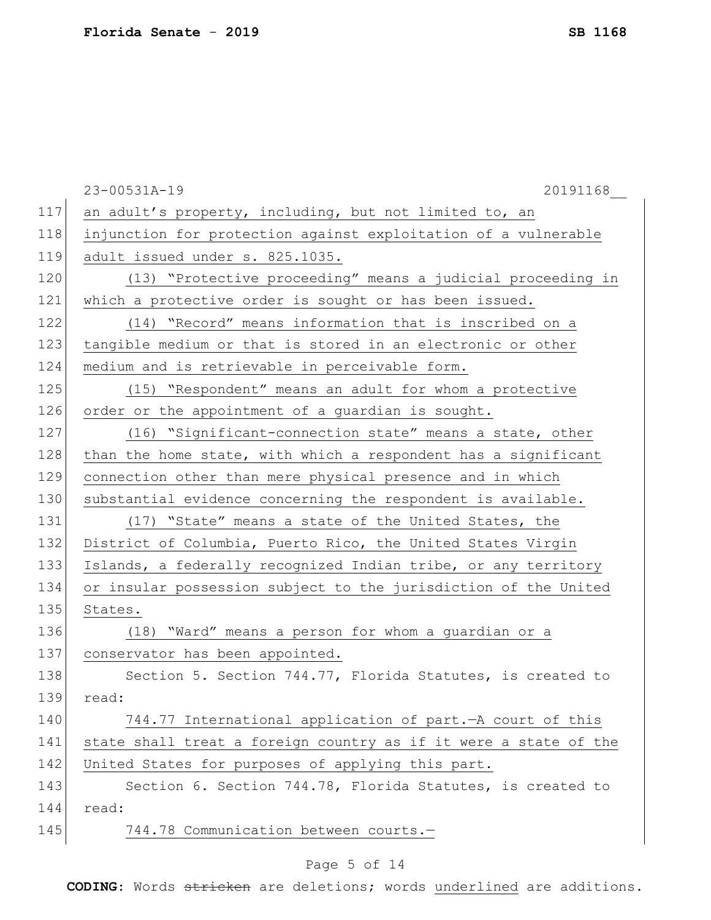an adult's property, including, but not limited to, an injunction for protection against exploitation of a vulnerable adult issued under s. 825.1035.

(13) "Protective proceeding" means a judicial proceeding in which a protective order is sought or has been issued.

(14) "Record" means information that is inscribed on a tangible medium or that is stored in an electronic or other medium and is retrievable in perceivable form.

(15) "Respondent" means an adult for whom a protective order or the appointment of a guardian is sought.

(16) "Significant-connection state" means a state, other than the home state, with which a respondent has a significant connection other than mere physical presence and in which substantial evidence concerning the respondent is available.

(17) "State" means a state of the United States, the District of Columbia, Puerto Rico, the United States Virgin Islands, a federally recognized Indian tribe, or any territory or insular possession subject to the jurisdiction of the United States.

(18) "Ward" means a person for whom a guardian or a conservator has been appointed.

Section 5. Section 744.77, Florida Statutes, is created to read:

744.77 International application of part.—A court of this state shall treat a foreign country as if it were a state of the United States for purposes of applying this part.

Section 6. Section 744.78, Florida Statutes, is created to read:

744.78 Communication between courts.—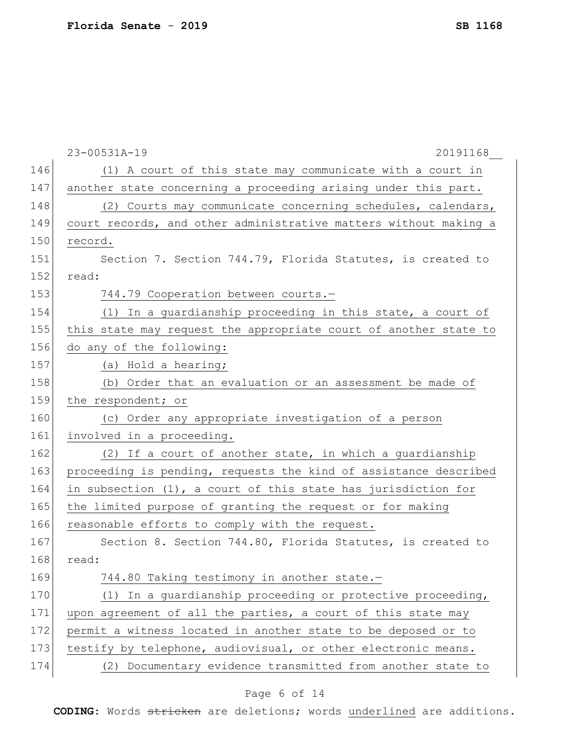(1) A court of this state may communicate with a court in another state concerning a proceeding arising under this part.

(2) Courts may communicate concerning schedules, calendars, court records, and other administrative matters without making a record.

Section 7. Section 744.79, Florida Statutes, is created to read:

744.79 Cooperation between courts.—

(1) In a guardianship proceeding in this state, a court of this state may request the appropriate court of another state to do any of the following:

(a) Hold a hearing;

(b) Order that an evaluation or an assessment be made of the respondent; or

(c) Order any appropriate investigation of a person involved in a proceeding.

(2) If a court of another state, in which a guardianship proceeding is pending, requests the kind of assistance described in subsection (1), a court of this state has jurisdiction for the limited purpose of granting the request or for making reasonable efforts to comply with the request.

Section 8. Section 744.80, Florida Statutes, is created to read:

744.80 Taking testimony in another state.—

(1) In a guardianship proceeding or protective proceeding, upon agreement of all the parties, a court of this state may permit a witness located in another state to be deposed or to testify by telephone, audiovisual, or other electronic means.

(2) Documentary evidence transmitted from another state to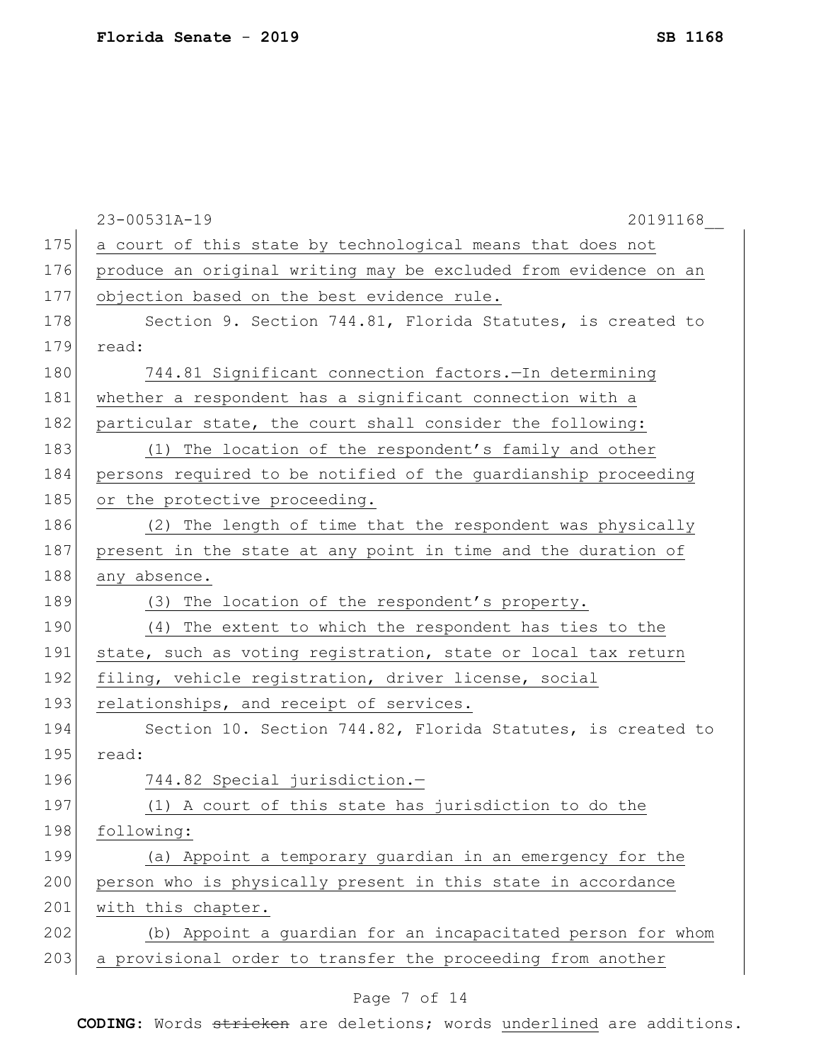a court of this state by technological means that does not produce an original writing may be excluded from evidence on an objection based on the best evidence rule.

Section 9. Section 744.81, Florida Statutes, is created to read:

744.81 Significant connection factors.—In determining whether a respondent has a significant connection with a particular state, the court shall consider the following:

(1) The location of the respondent's family and other persons required to be notified of the guardianship proceeding or the protective proceeding.

(2) The length of time that the respondent was physically present in the state at any point in time and the duration of any absence.

(3) The location of the respondent's property.

(4) The extent to which the respondent has ties to the state, such as voting registration, state or local tax return filing, vehicle registration, driver license, social relationships, and receipt of services.

Section 10. Section 744.82, Florida Statutes, is created to read:

744.82 Special jurisdiction.—

(1) A court of this state has jurisdiction to do the following:

(a) Appoint a temporary guardian in an emergency for the person who is physically present in this state in accordance with this chapter.

(b) Appoint a guardian for an incapacitated person for whom a provisional order to transfer the proceeding from another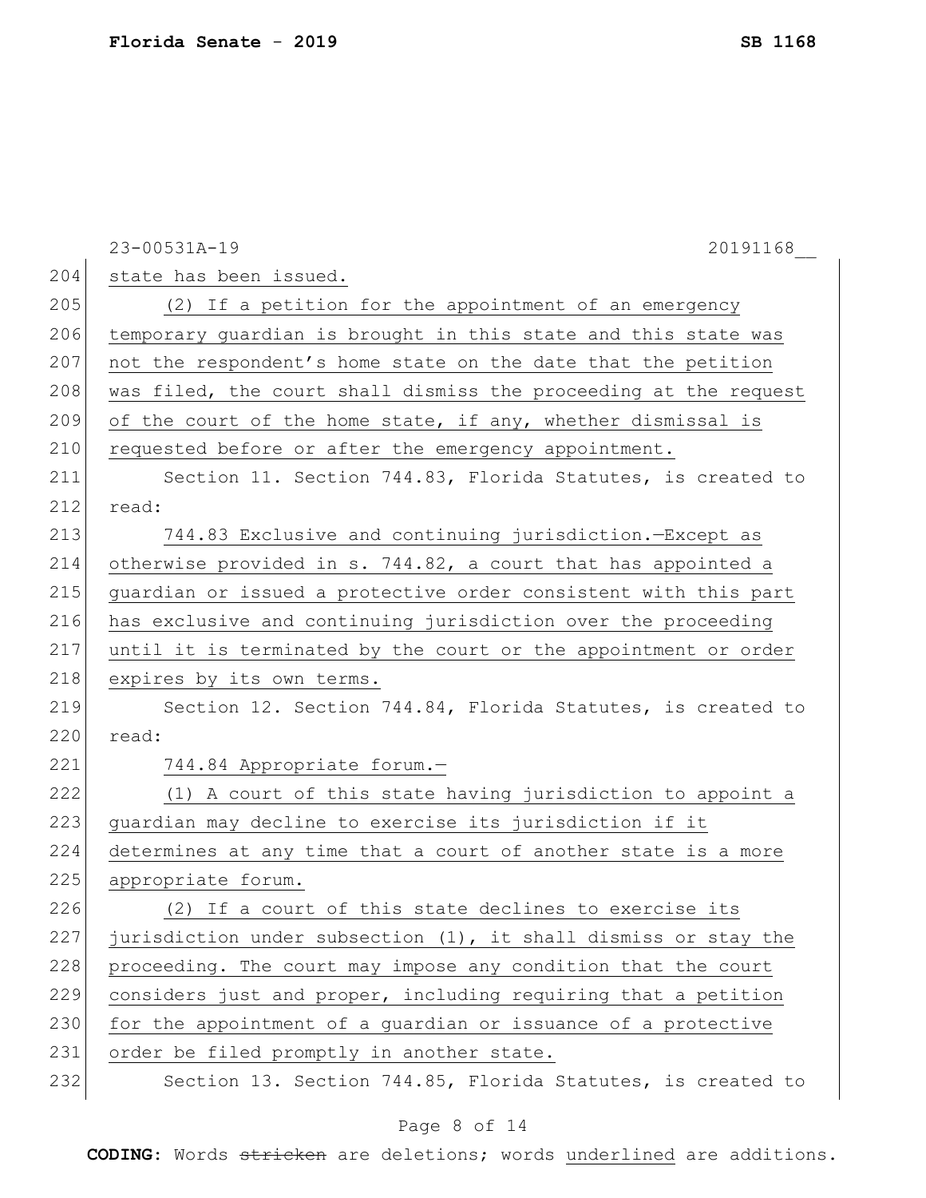state has been issued.

(2) If a petition for the appointment of an emergency temporary guardian is brought in this state and this state was not the respondent's home state on the date that the petition was filed, the court shall dismiss the proceeding at the request of the court of the home state, if any, whether dismissal is requested before or after the emergency appointment.

Section 11. Section 744.83, Florida Statutes, is created to read:

744.83 Exclusive and continuing jurisdiction.—Except as otherwise provided in s. 744.82, a court that has appointed a guardian or issued a protective order consistent with this part has exclusive and continuing jurisdiction over the proceeding until it is terminated by the court or the appointment or order expires by its own terms.

Section 12. Section 744.84, Florida Statutes, is created to read:

744.84 Appropriate forum.—

(1) A court of this state having jurisdiction to appoint a guardian may decline to exercise its jurisdiction if it determines at any time that a court of another state is a more appropriate forum.

(2) If a court of this state declines to exercise its jurisdiction under subsection (1), it shall dismiss or stay the proceeding. The court may impose any condition that the court considers just and proper, including requiring that a petition for the appointment of a guardian or issuance of a protective order be filed promptly in another state.

Section 13. Section 744.85, Florida Statutes, is created to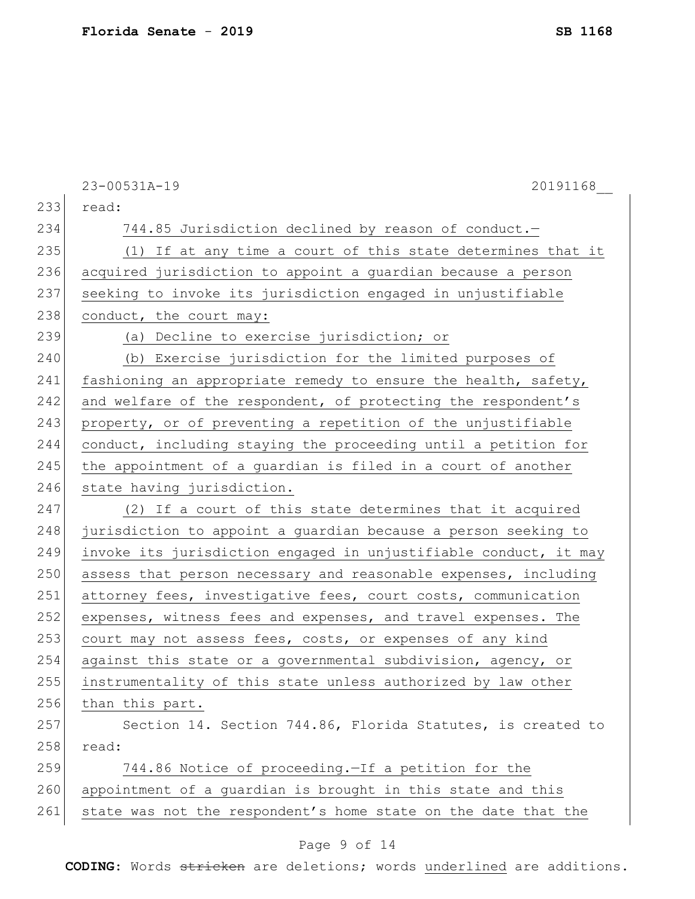read:

744.85 Jurisdiction declined by reason of conduct.—

(1) If at any time a court of this state determines that it acquired jurisdiction to appoint a guardian because a person seeking to invoke its jurisdiction engaged in unjustifiable conduct, the court may:

(a) Decline to exercise jurisdiction; or

(b) Exercise jurisdiction for the limited purposes of fashioning an appropriate remedy to ensure the health, safety, and welfare of the respondent, of protecting the respondent's property, or of preventing a repetition of the unjustifiable conduct, including staying the proceeding until a petition for the appointment of a guardian is filed in a court of another state having jurisdiction.

(2) If a court of this state determines that it acquired jurisdiction to appoint a guardian because a person seeking to invoke its jurisdiction engaged in unjustifiable conduct, it may assess that person necessary and reasonable expenses, including attorney fees, investigative fees, court costs, communication expenses, witness fees and expenses, and travel expenses. The court may not assess fees, costs, or expenses of any kind against this state or a governmental subdivision, agency, or instrumentality of this state unless authorized by law other than this part.

Section 14. Section 744.86, Florida Statutes, is created to read:

744.86 Notice of proceeding.—If a petition for the appointment of a guardian is brought in this state and this state was not the respondent's home state on the date that the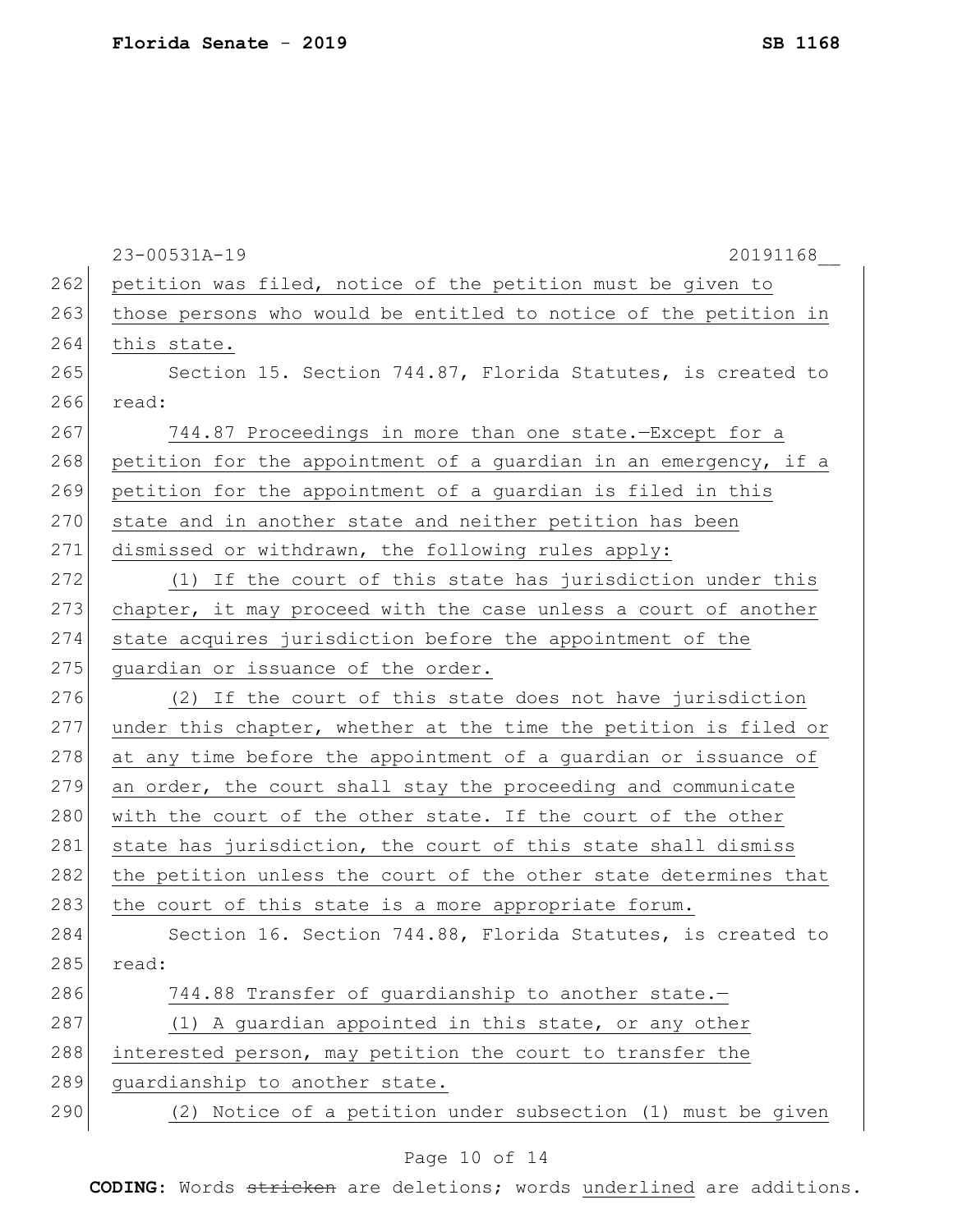petition was filed, notice of the petition must be given to those persons who would be entitled to notice of the petition in this state.

Section 15. Section 744.87, Florida Statutes, is created to read:

744.87 Proceedings in more than one state.—Except for a petition for the appointment of a guardian in an emergency, if a petition for the appointment of a guardian is filed in this state and in another state and neither petition has been dismissed or withdrawn, the following rules apply:

(1) If the court of this state has jurisdiction under this chapter, it may proceed with the case unless a court of another state acquires jurisdiction before the appointment of the guardian or issuance of the order.

(2) If the court of this state does not have jurisdiction under this chapter, whether at the time the petition is filed or at any time before the appointment of a guardian or issuance of an order, the court shall stay the proceeding and communicate with the court of the other state. If the court of the other state has jurisdiction, the court of this state shall dismiss the petition unless the court of the other state determines that the court of this state is a more appropriate forum.

Section 16. Section 744.88, Florida Statutes, is created to read:

744.88 Transfer of guardianship to another state.—

(1) A guardian appointed in this state, or any other interested person, may petition the court to transfer the guardianship to another state.

(2) Notice of a petition under subsection (1) must be given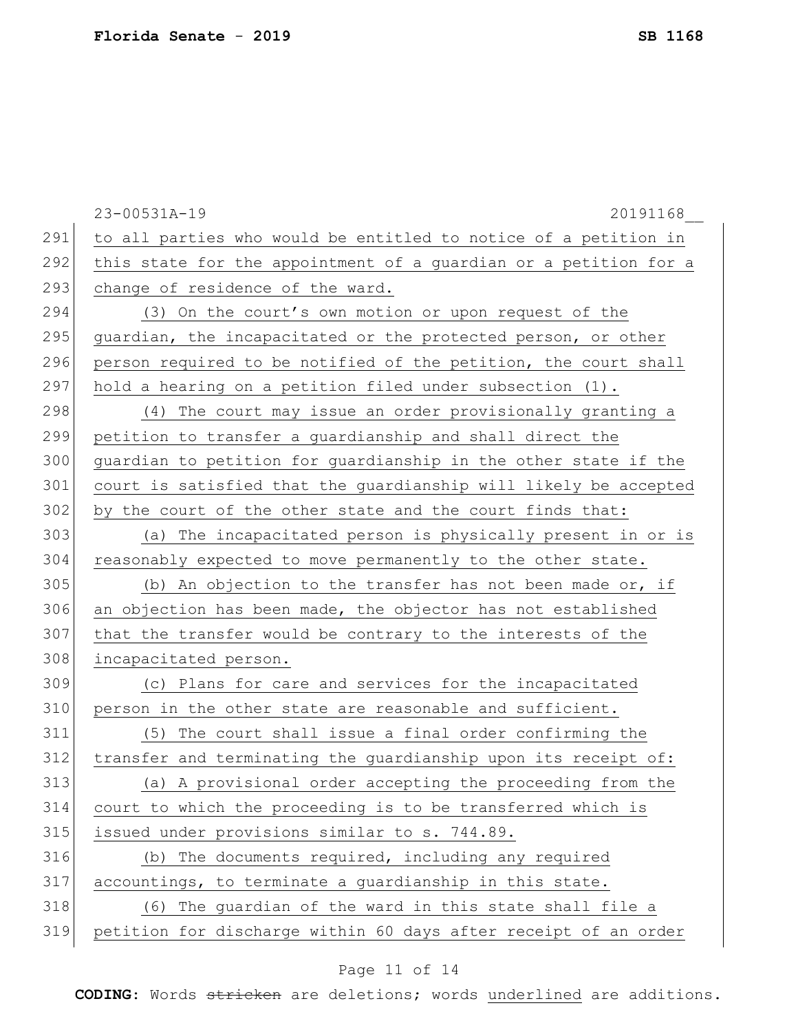to all parties who would be entitled to notice of a petition in this state for the appointment of a guardian or a petition for a change of residence of the ward.

(3) On the court's own motion or upon request of the guardian, the incapacitated or the protected person, or other person required to be notified of the petition, the court shall hold a hearing on a petition filed under subsection (1).

(4) The court may issue an order provisionally granting a petition to transfer a guardianship and shall direct the guardian to petition for guardianship in the other state if the court is satisfied that the guardianship will likely be accepted by the court of the other state and the court finds that:

(a) The incapacitated person is physically present in or is reasonably expected to move permanently to the other state.

(b) An objection to the transfer has not been made or, if an objection has been made, the objector has not established that the transfer would be contrary to the interests of the incapacitated person.

(c) Plans for care and services for the incapacitated person in the other state are reasonable and sufficient.

(5) The court shall issue a final order confirming the transfer and terminating the guardianship upon its receipt of:

(a) A provisional order accepting the proceeding from the court to which the proceeding is to be transferred which is issued under provisions similar to s. 744.89.

(b) The documents required, including any required accountings, to terminate a guardianship in this state.

(6) The guardian of the ward in this state shall file a petition for discharge within 60 days after receipt of an order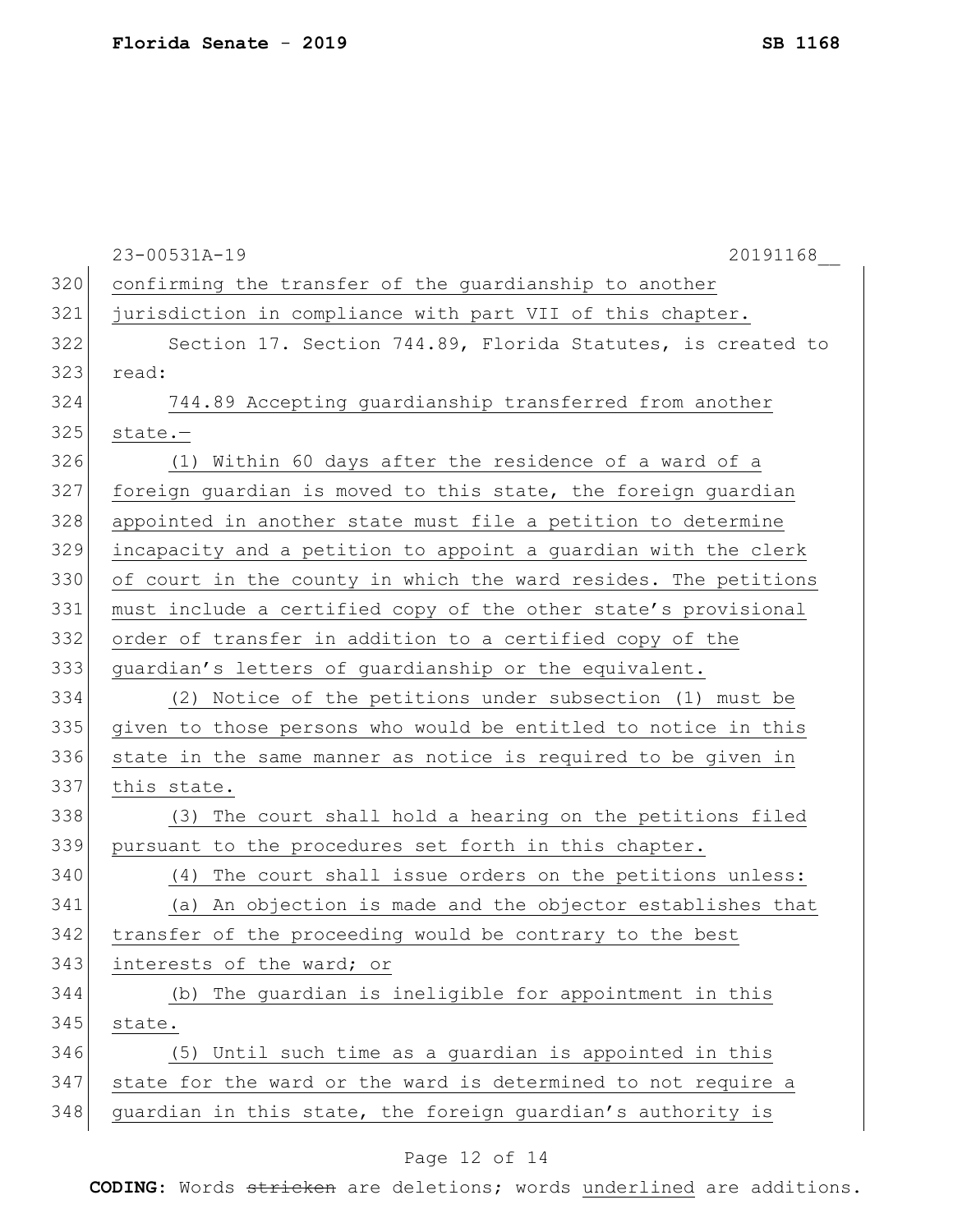confirming the transfer of the guardianship to another jurisdiction in compliance with part VII of this chapter.

Section 17. Section 744.89, Florida Statutes, is created to read:

<u>744.89 Accepting guardianship transferred from another state.—</u>

<u>(1) Within 60 days after the residence of a ward of a foreign guardian is moved to this state, the foreign guardian appointed in another state must file a petition to determine incapacity and a petition to appoint a guardian with the clerk of court in the county in which the ward resides. The petitions must include a certified copy of the other state's provisional order of transfer in addition to a certified copy of the guardian's letters of guardianship or the equivalent.</u>

<u>(2) Notice of the petitions under subsection (1) must be given to those persons who would be entitled to notice in this state in the same manner as notice is required to be given in this state.</u>

<u>(3) The court shall hold a hearing on the petitions filed pursuant to the procedures set forth in this chapter.</u>

<u>(4) The court shall issue orders on the petitions unless:</u>

<u>(a) An objection is made and the objector establishes that transfer of the proceeding would be contrary to the best interests of the ward; or</u>

<u>(b) The guardian is ineligible for appointment in this state.</u>

<u>(5) Until such time as a guardian is appointed in this state for the ward or the ward is determined to not require a guardian in this state, the foreign guardian's authority is</u>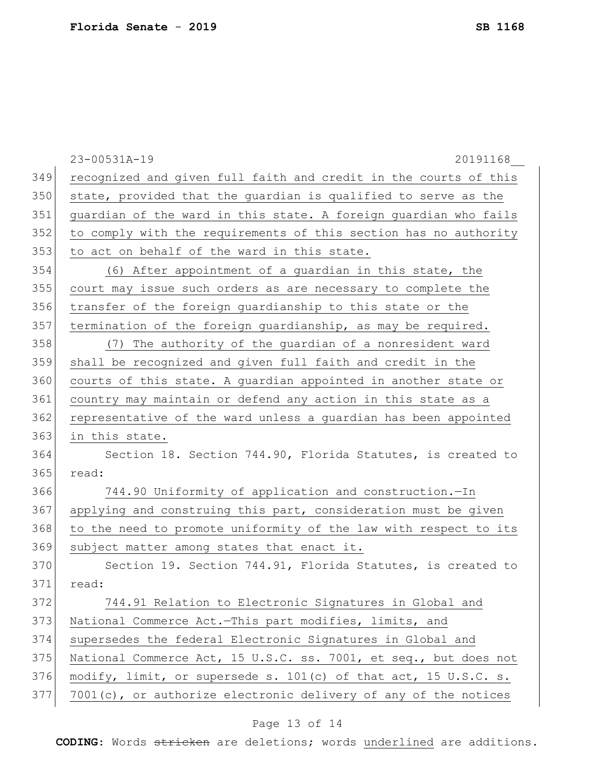recognized and given full faith and credit in the courts of this state, provided that the guardian is qualified to serve as the guardian of the ward in this state. A foreign guardian who fails to comply with the requirements of this section has no authority to act on behalf of the ward in this state.

(6) After appointment of a guardian in this state, the court may issue such orders as are necessary to complete the transfer of the foreign guardianship to this state or the termination of the foreign guardianship, as may be required.

(7) The authority of the guardian of a nonresident ward shall be recognized and given full faith and credit in the courts of this state. A guardian appointed in another state or country may maintain or defend any action in this state as a representative of the ward unless a guardian has been appointed in this state.

Section 18. Section 744.90, Florida Statutes, is created to read:

744.90 Uniformity of application and construction.—In applying and construing this part, consideration must be given to the need to promote uniformity of the law with respect to its subject matter among states that enact it.

Section 19. Section 744.91, Florida Statutes, is created to read:

744.91 Relation to Electronic Signatures in Global and National Commerce Act.—This part modifies, limits, and supersedes the federal Electronic Signatures in Global and National Commerce Act, 15 U.S.C. ss. 7001, et seq., but does not modify, limit, or supersede s. 101(c) of that act, 15 U.S.C. s. 7001(c), or authorize electronic delivery of any of the notices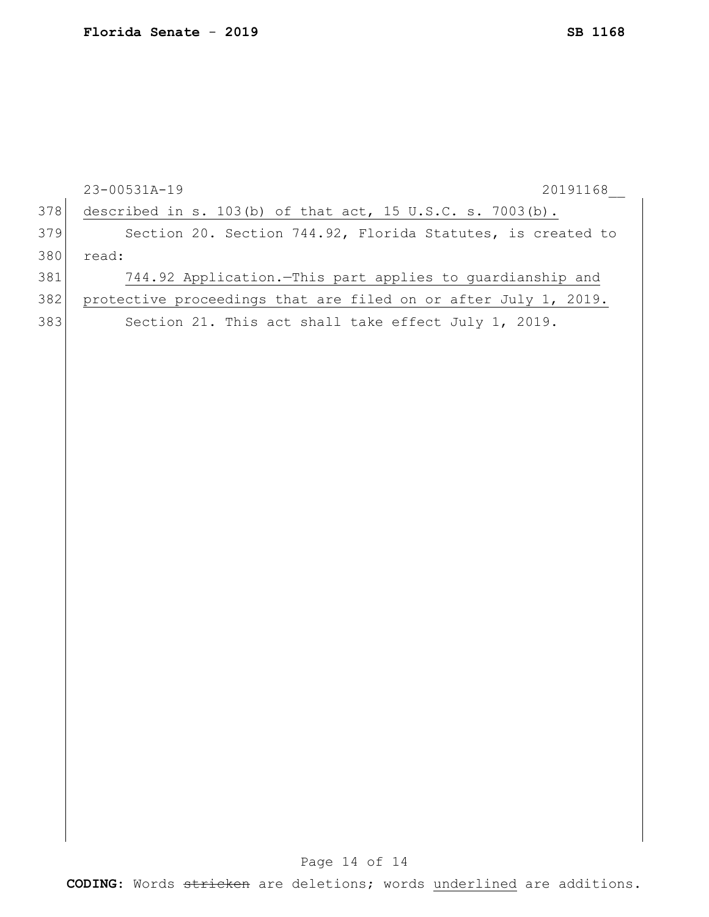378 described in s. 103(b) of that act, 15 U.S.C. s. 7003(b).

379 Section 20. Section 744.92, Florida Statutes, is created to
380 read:

381 744.92 Application.—This part applies to guardianship and
382 protective proceedings that are filed on or after July 1, 2019.

383 Section 21. This act shall take effect July 1, 2019.